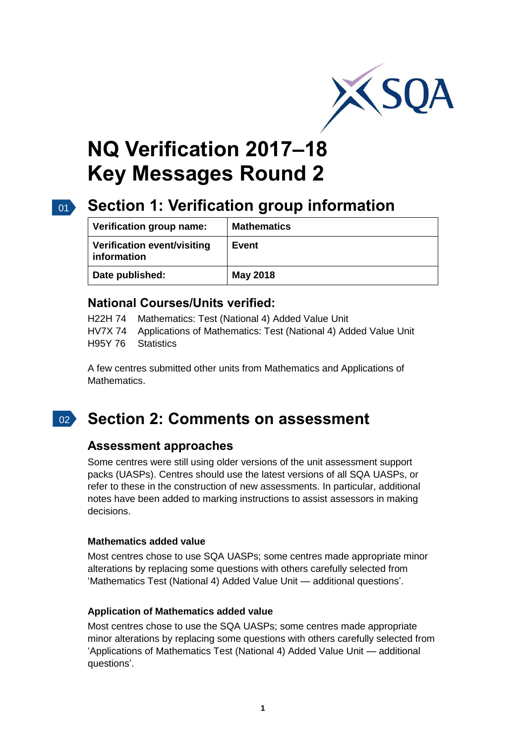# NQ Verification 2017–18 Key Messages Round 2

## Section 1: Verification group information

| | |
|---|---|
| **Verification group name:** | **Mathematics** |
| **Verification event/visiting information** | **Event** |
| **Date published:** | **May 2018** |

### National Courses/Units verified:

H22H 74 Mathematics: Test (National 4) Added Value Unit
HV7X 74 Applications of Mathematics: Test (National 4) Added Value Unit
H95Y 76 Statistics

A few centres submitted other units from Mathematics and Applications of Mathematics.

## Section 2: Comments on assessment

### Assessment approaches

Some centres were still using older versions of the unit assessment support packs (UASPs). Centres should use the latest versions of all SQA UASPs, or refer to these in the construction of new assessments. In particular, additional notes have been added to marking instructions to assist assessors in making decisions.

#### Mathematics added value

Most centres chose to use SQA UASPs; some centres made appropriate minor alterations by replacing some questions with others carefully selected from 'Mathematics Test (National 4) Added Value Unit — additional questions'.

#### Application of Mathematics added value

Most centres chose to use the SQA UASPs; some centres made appropriate minor alterations by replacing some questions with others carefully selected from 'Applications of Mathematics Test (National 4) Added Value Unit — additional questions'.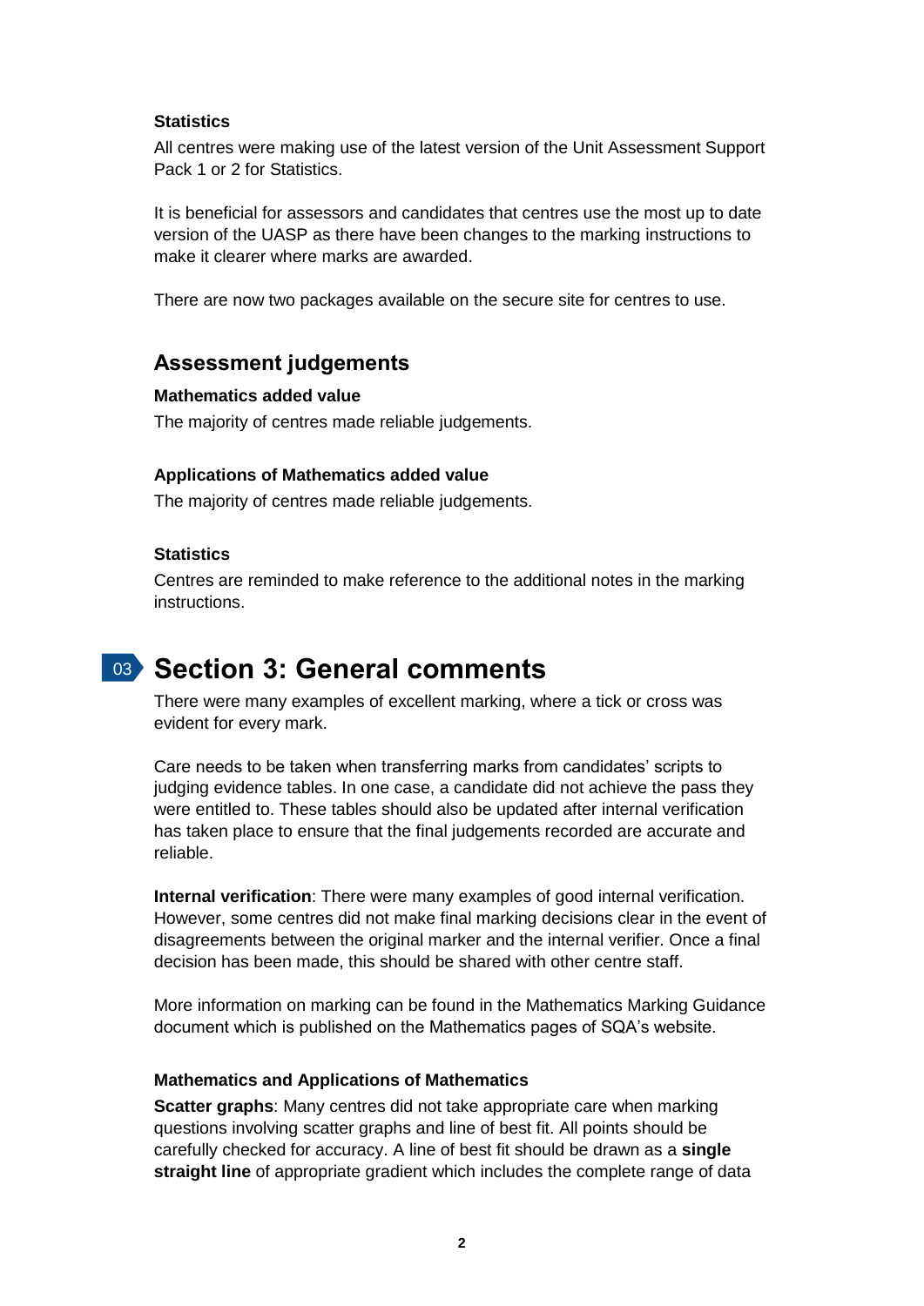### Statistics

All centres were making use of the latest version of the Unit Assessment Support Pack 1 or 2 for Statistics.

It is beneficial for assessors and candidates that centres use the most up to date version of the UASP as there have been changes to the marking instructions to make it clearer where marks are awarded.

There are now two packages available on the secure site for centres to use.

## Assessment judgements

### Mathematics added value

The majority of centres made reliable judgements.

### Applications of Mathematics added value

The majority of centres made reliable judgements.

### Statistics

Centres are reminded to make reference to the additional notes in the marking instructions.

# 03 Section 3: General comments

There were many examples of excellent marking, where a tick or cross was evident for every mark.

Care needs to be taken when transferring marks from candidates' scripts to judging evidence tables. In one case, a candidate did not achieve the pass they were entitled to. These tables should also be updated after internal verification has taken place to ensure that the final judgements recorded are accurate and reliable.

**Internal verification**: There were many examples of good internal verification. However, some centres did not make final marking decisions clear in the event of disagreements between the original marker and the internal verifier. Once a final decision has been made, this should be shared with other centre staff.

More information on marking can be found in the Mathematics Marking Guidance document which is published on the Mathematics pages of SQA's website.

### Mathematics and Applications of Mathematics

**Scatter graphs**: Many centres did not take appropriate care when marking questions involving scatter graphs and line of best fit. All points should be carefully checked for accuracy. A line of best fit should be drawn as a **single straight line** of appropriate gradient which includes the complete range of data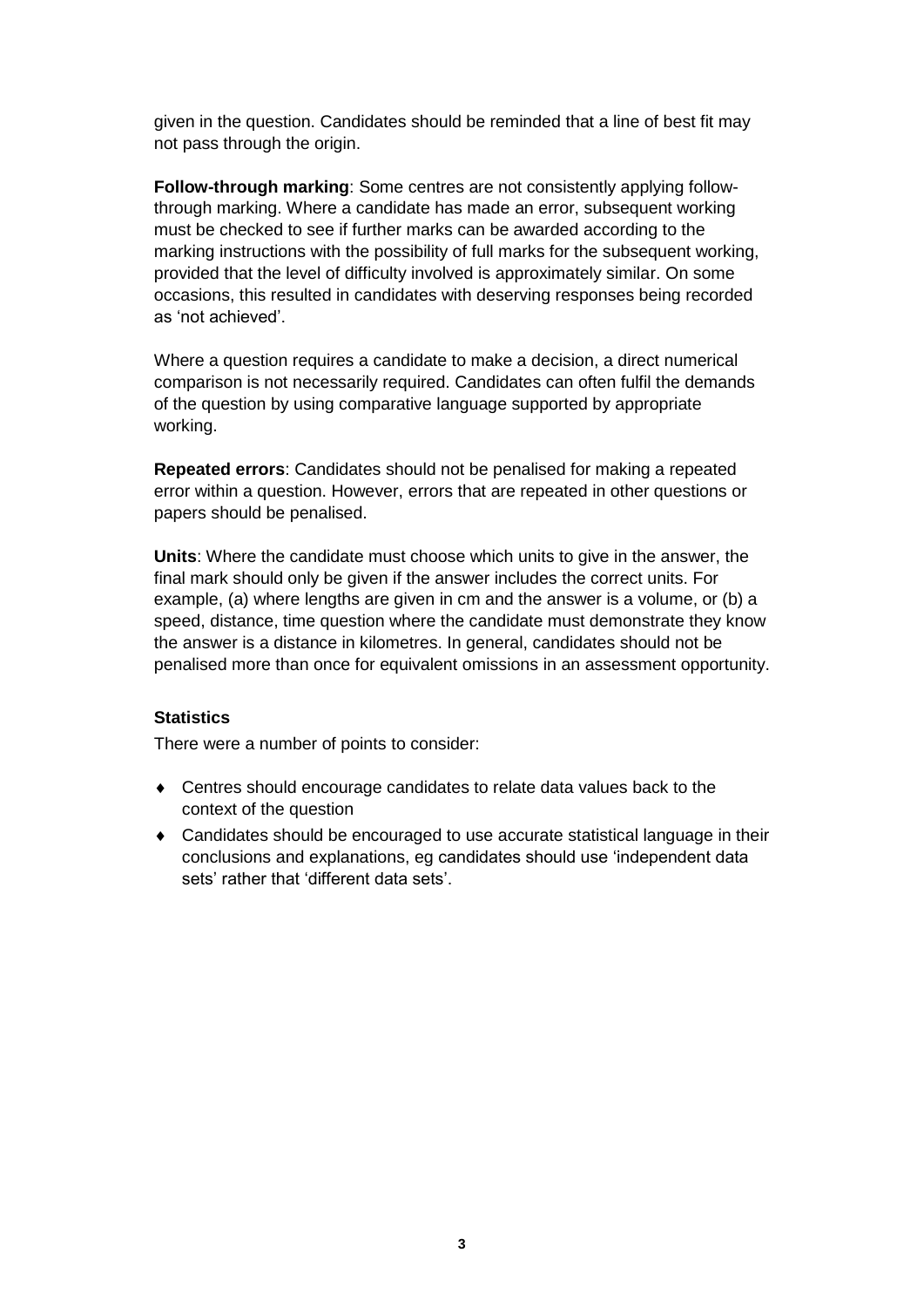given in the question. Candidates should be reminded that a line of best fit may not pass through the origin.

**Follow-through marking**: Some centres are not consistently applying follow-through marking. Where a candidate has made an error, subsequent working must be checked to see if further marks can be awarded according to the marking instructions with the possibility of full marks for the subsequent working, provided that the level of difficulty involved is approximately similar. On some occasions, this resulted in candidates with deserving responses being recorded as 'not achieved'.

Where a question requires a candidate to make a decision, a direct numerical comparison is not necessarily required. Candidates can often fulfil the demands of the question by using comparative language supported by appropriate working.

**Repeated errors**: Candidates should not be penalised for making a repeated error within a question. However, errors that are repeated in other questions or papers should be penalised.

**Units**: Where the candidate must choose which units to give in the answer, the final mark should only be given if the answer includes the correct units. For example, (a) where lengths are given in cm and the answer is a volume, or (b) a speed, distance, time question where the candidate must demonstrate they know the answer is a distance in kilometres. In general, candidates should not be penalised more than once for equivalent omissions in an assessment opportunity.

**Statistics**

There were a number of points to consider:

- Centres should encourage candidates to relate data values back to the context of the question
- Candidates should be encouraged to use accurate statistical language in their conclusions and explanations, eg candidates should use 'independent data sets' rather that 'different data sets'.